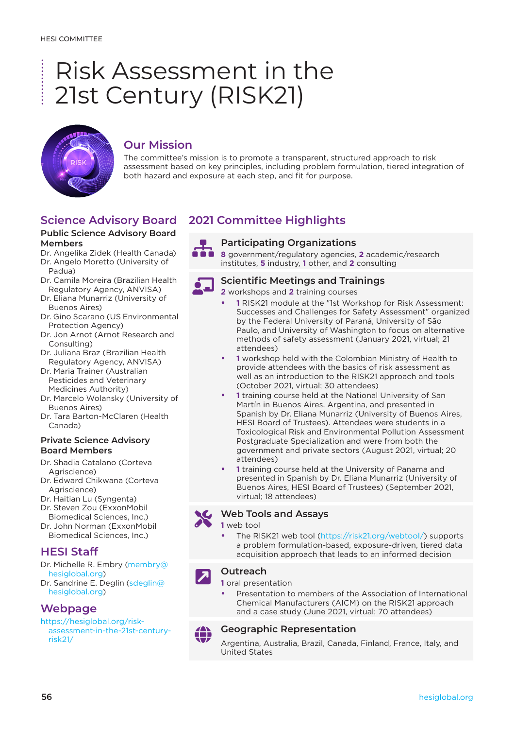HESI COMMITTEE

# Risk Assessment in the 21st Century (RISK21)

## Our Mission

The committee's mission is to promote a transparent, structured approach to risk assessment based on key principles, including problem formulation, tiered integration of both hazard and exposure at each step, and fit for purpose.

## Science Advisory Board

### Public Science Advisory Board Members

- Dr. Angelika Zidek (Health Canada)
- Dr. Angelo Moretto (University of Padua)
- Dr. Camila Moreira (Brazilian Health Regulatory Agency, ANVISA)
- Dr. Eliana Munarriz (University of Buenos Aires)
- Dr. Gino Scarano (US Environmental Protection Agency)
- Dr. Jon Arnot (Arnot Research and Consulting)
- Dr. Juliana Braz (Brazilian Health Regulatory Agency, ANVISA)
- Dr. Maria Trainer (Australian Pesticides and Veterinary Medicines Authority)
- Dr. Marcelo Wolansky (University of Buenos Aires)
- Dr. Tara Barton-McClaren (Health Canada)

### Private Science Advisory Board Members

- Dr. Shadia Catalano (Corteva Agriscience)
- Dr. Edward Chikwana (Corteva Agriscience)
- Dr. Haitian Lu (Syngenta)
- Dr. Steven Zou (ExxonMobil Biomedical Sciences, Inc.)
- Dr. John Norman (ExxonMobil Biomedical Sciences, Inc.)

## HESI Staff

- Dr. Michelle R. Embry (membry@hesiglobal.org)
- Dr. Sandrine E. Deglin (sdeglin@hesiglobal.org)

## Webpage

https://hesiglobal.org/risk-assessment-in-the-21st-century-risk21/

## 2021 Committee Highlights

### Participating Organizations

**8** government/regulatory agencies, **2** academic/research institutes, **5** industry, **1** other, and **2** consulting

### Scientific Meetings and Trainings

**2** workshops and **2** training courses

- **1** RISK21 module at the "1st Workshop for Risk Assessment: Successes and Challenges for Safety Assessment" organized by the Federal University of Paraná, University of São Paulo, and University of Washington to focus on alternative methods of safety assessment (January 2021, virtual; 21 attendees)
- **1** workshop held with the Colombian Ministry of Health to provide attendees with the basics of risk assessment as well as an introduction to the RISK21 approach and tools (October 2021, virtual; 30 attendees)
- **1** training course held at the National University of San Martín in Buenos Aires, Argentina, and presented in Spanish by Dr. Eliana Munarriz (University of Buenos Aires, HESI Board of Trustees). Attendees were students in a Toxicological Risk and Environmental Pollution Assessment Postgraduate Specialization and were from both the government and private sectors (August 2021, virtual; 20 attendees)
- **1** training course held at the University of Panama and presented in Spanish by Dr. Eliana Munarriz (University of Buenos Aires, HESI Board of Trustees) (September 2021, virtual; 18 attendees)

### Web Tools and Assays

**1** web tool

- The RISK21 web tool (https://risk21.org/webtool/) supports a problem formulation-based, exposure-driven, tiered data acquisition approach that leads to an informed decision

### Outreach

**1** oral presentation

- Presentation to members of the Association of International Chemical Manufacturers (AICM) on the RISK21 approach and a case study (June 2021, virtual; 70 attendees)

### Geographic Representation

Argentina, Australia, Brazil, Canada, Finland, France, Italy, and United States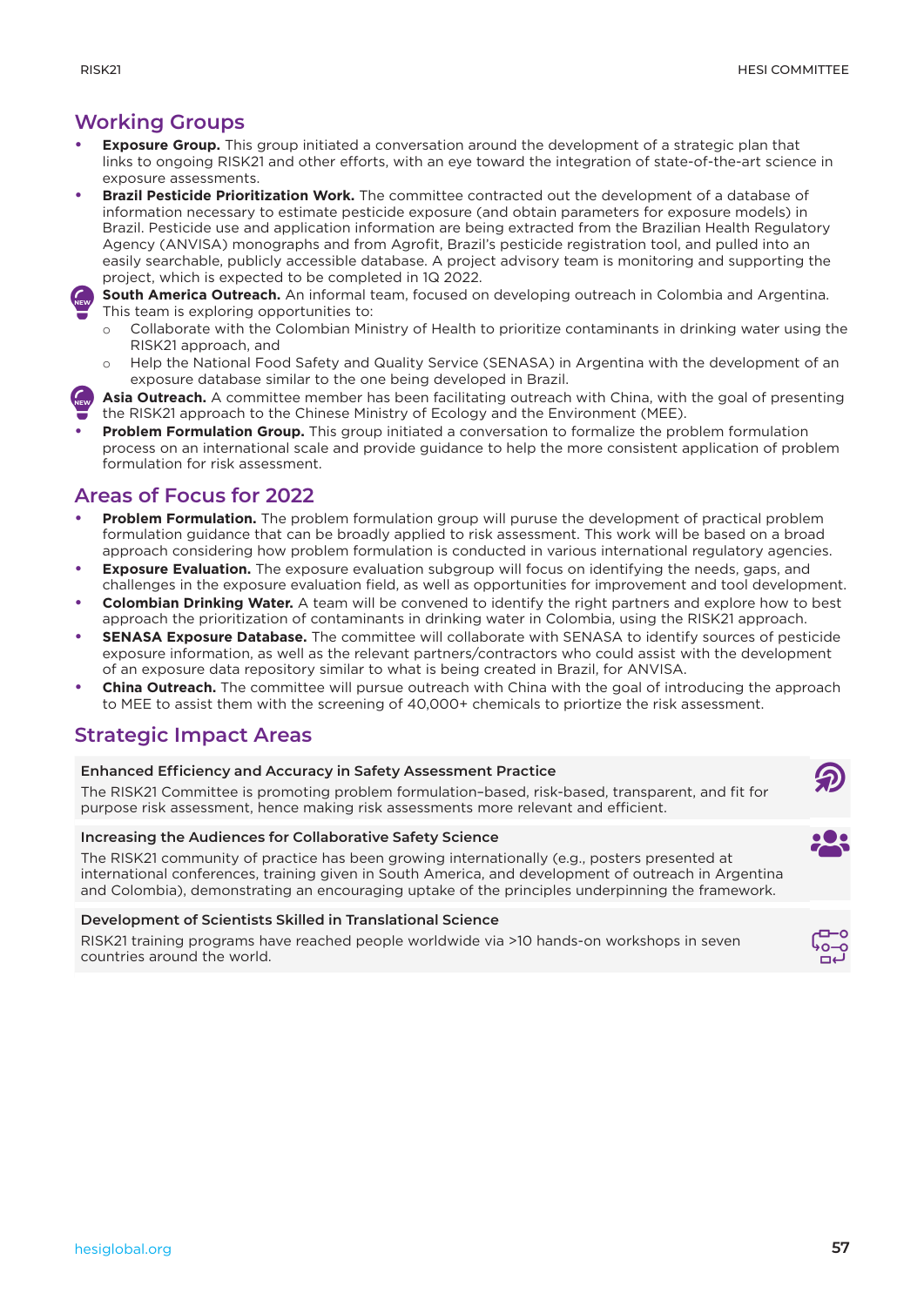## Working Groups

- **Exposure Group.** This group initiated a conversation around the development of a strategic plan that links to ongoing RISK21 and other efforts, with an eye toward the integration of state-of-the-art science in exposure assessments.
- **Brazil Pesticide Prioritization Work.** The committee contracted out the development of a database of information necessary to estimate pesticide exposure (and obtain parameters for exposure models) in Brazil. Pesticide use and application information are being extracted from the Brazilian Health Regulatory Agency (ANVISA) monographs and from Agrofit, Brazil's pesticide registration tool, and pulled into an easily searchable, publicly accessible database. A project advisory team is monitoring and supporting the project, which is expected to be completed in 1Q 2022.
- NEW **South America Outreach.** An informal team, focused on developing outreach in Colombia and Argentina. This team is exploring opportunities to:
  - Collaborate with the Colombian Ministry of Health to prioritize contaminants in drinking water using the RISK21 approach, and
  - Help the National Food Safety and Quality Service (SENASA) in Argentina with the development of an exposure database similar to the one being developed in Brazil.
- NEW **Asia Outreach.** A committee member has been facilitating outreach with China, with the goal of presenting the RISK21 approach to the Chinese Ministry of Ecology and the Environment (MEE).
- **Problem Formulation Group.** This group initiated a conversation to formalize the problem formulation process on an international scale and provide guidance to help the more consistent application of problem formulation for risk assessment.

## Areas of Focus for 2022

- **Problem Formulation.** The problem formulation group will puruse the development of practical problem formulation guidance that can be broadly applied to risk assessment. This work will be based on a broad approach considering how problem formulation is conducted in various international regulatory agencies.
- **Exposure Evaluation.** The exposure evaluation subgroup will focus on identifying the needs, gaps, and challenges in the exposure evaluation field, as well as opportunities for improvement and tool development.
- **Colombian Drinking Water.** A team will be convened to identify the right partners and explore how to best approach the prioritization of contaminants in drinking water in Colombia, using the RISK21 approach.
- **SENASA Exposure Database.** The committee will collaborate with SENASA to identify sources of pesticide exposure information, as well as the relevant partners/contractors who could assist with the development of an exposure data repository similar to what is being created in Brazil, for ANVISA.
- **China Outreach.** The committee will pursue outreach with China with the goal of introducing the approach to MEE to assist them with the screening of 40,000+ chemicals to priortize the risk assessment.

## Strategic Impact Areas

**Enhanced Efficiency and Accuracy in Safety Assessment Practice**

The RISK21 Committee is promoting problem formulation–based, risk-based, transparent, and fit for purpose risk assessment, hence making risk assessments more relevant and efficient.

**Increasing the Audiences for Collaborative Safety Science**

The RISK21 community of practice has been growing internationally (e.g., posters presented at international conferences, training given in South America, and development of outreach in Argentina and Colombia), demonstrating an encouraging uptake of the principles underpinning the framework.

**Development of Scientists Skilled in Translational Science**

RISK21 training programs have reached people worldwide via >10 hands-on workshops in seven countries around the world.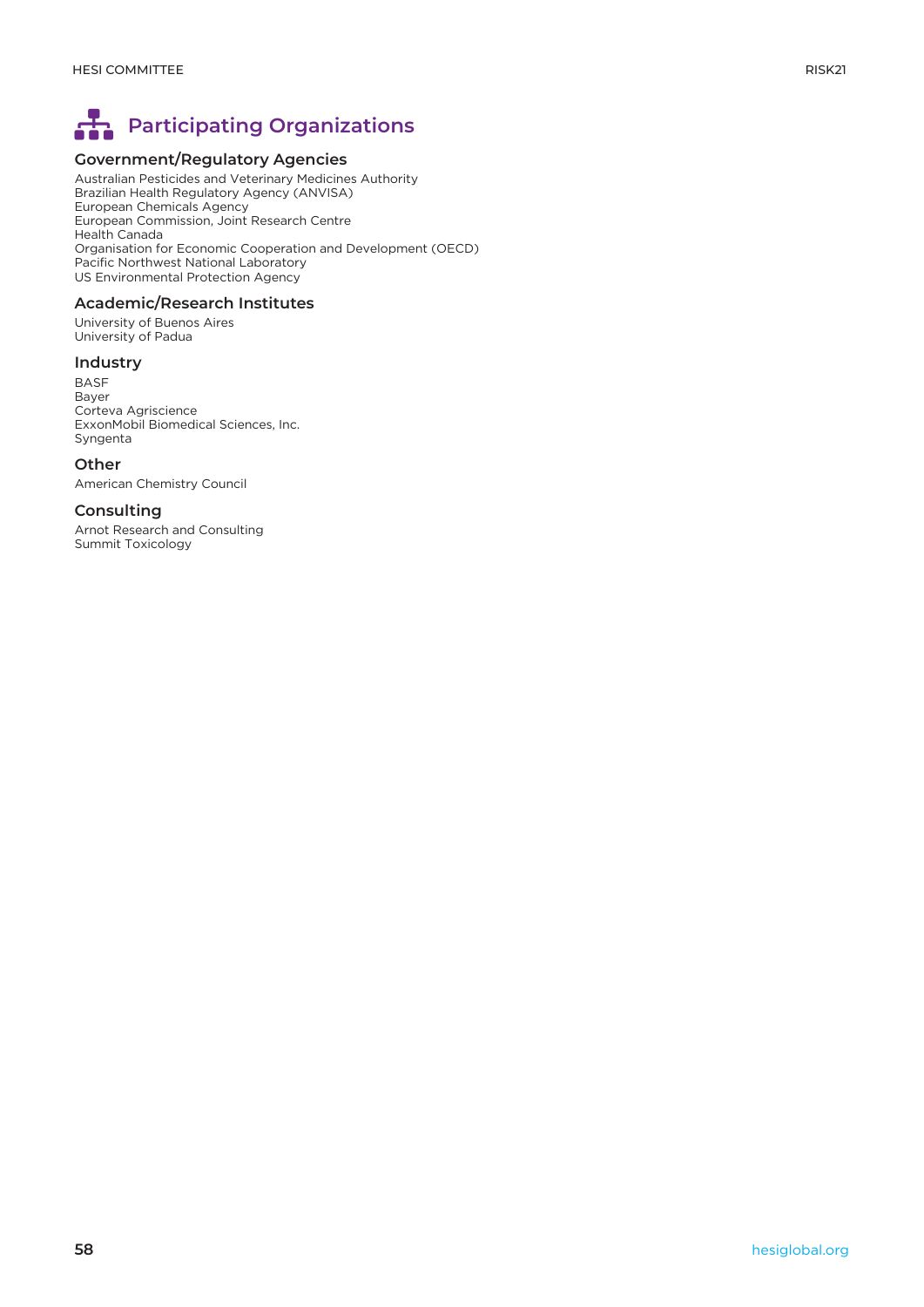## Participating Organizations

### Government/Regulatory Agencies

Australian Pesticides and Veterinary Medicines Authority
Brazilian Health Regulatory Agency (ANVISA)
European Chemicals Agency
European Commission, Joint Research Centre
Health Canada
Organisation for Economic Cooperation and Development (OECD)
Pacific Northwest National Laboratory
US Environmental Protection Agency

### Academic/Research Institutes

University of Buenos Aires
University of Padua

### Industry

BASF
Bayer
Corteva Agriscience
ExxonMobil Biomedical Sciences, Inc.
Syngenta

### Other

American Chemistry Council

### Consulting

Arnot Research and Consulting
Summit Toxicology